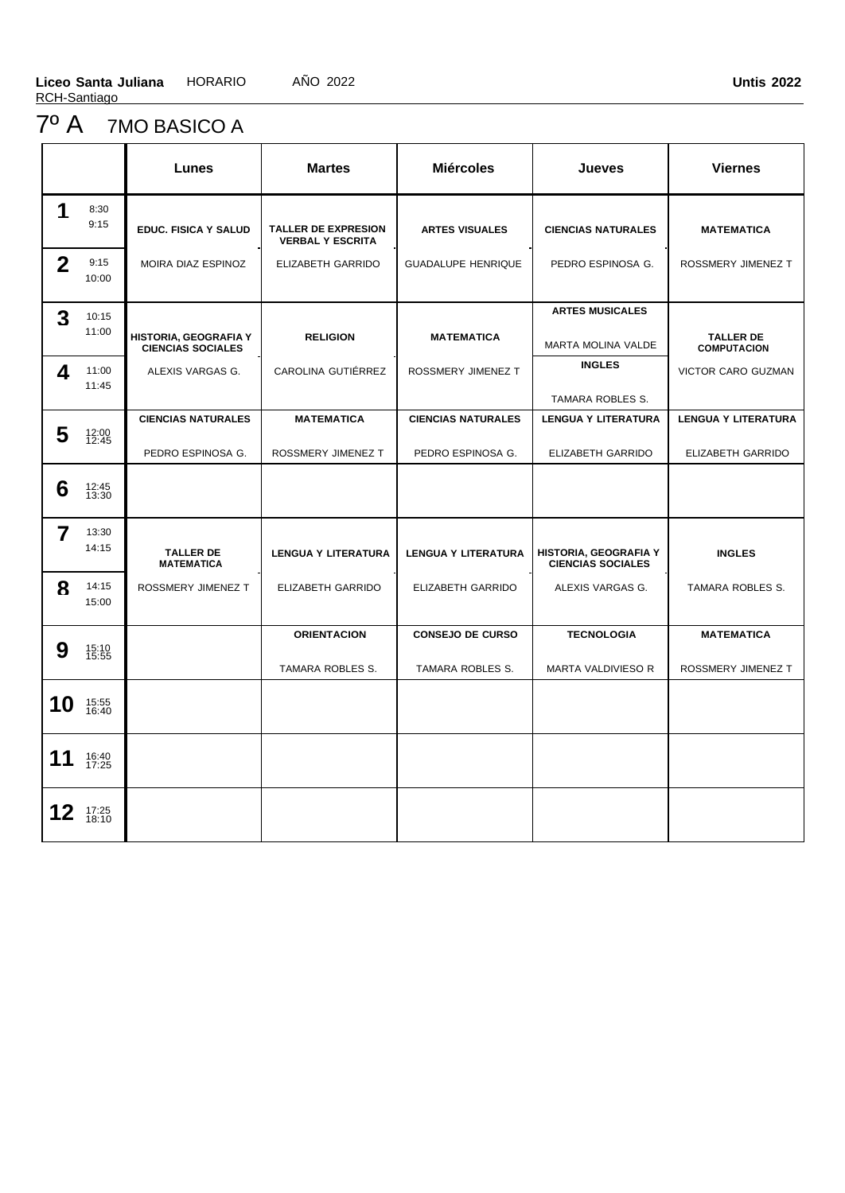**Liceo Santa Juliana** HORARIO AÑO 2022 **Untis 2022**
RCH-Santiago

# 7º A 7MO BASICO A

| | Lunes | Martes | Miércoles | Jueves | Viernes |
|---|---|---|---|---|---|
| **1** 8:30 9:15 | **EDUC. FISICA Y SALUD** | **TALLER DE EXPRESION VERBAL Y ESCRITA** | **ARTES VISUALES** | **CIENCIAS NATURALES** | **MATEMATICA** |
| **2** 9:15 10:00 | MOIRA DIAZ ESPINOZ | ELIZABETH GARRIDO | GUADALUPE HENRIQUE | PEDRO ESPINOSA G. | ROSSMERY JIMENEZ T |
| **3** 10:15 11:00 | **HISTORIA, GEOGRAFIA Y CIENCIAS SOCIALES** | **RELIGION** | **MATEMATICA** | **ARTES MUSICALES** MARTA MOLINA VALDE | **TALLER DE COMPUTACION** |
| **4** 11:00 11:45 | ALEXIS VARGAS G. | CAROLINA GUTIÉRREZ | ROSSMERY JIMENEZ T | **INGLES** TAMARA ROBLES S. | VICTOR CARO GUZMAN |
| **5** 12:00 12:45 | **CIENCIAS NATURALES** PEDRO ESPINOSA G. | **MATEMATICA** ROSSMERY JIMENEZ T | **CIENCIAS NATURALES** PEDRO ESPINOSA G. | **LENGUA Y LITERATURA** ELIZABETH GARRIDO | **LENGUA Y LITERATURA** ELIZABETH GARRIDO |
| **6** 12:45 13:30 | | | | | |
| **7** 13:30 14:15 | **TALLER DE MATEMATICA** | **LENGUA Y LITERATURA** | **LENGUA Y LITERATURA** | **HISTORIA, GEOGRAFIA Y CIENCIAS SOCIALES** | **INGLES** |
| **8** 14:15 15:00 | ROSSMERY JIMENEZ T | ELIZABETH GARRIDO | ELIZABETH GARRIDO | ALEXIS VARGAS G. | TAMARA ROBLES S. |
| **9** 15:10 15:55 | | **ORIENTACION** TAMARA ROBLES S. | **CONSEJO DE CURSO** TAMARA ROBLES S. | **TECNOLOGIA** MARTA VALDIVIESO R | **MATEMATICA** ROSSMERY JIMENEZ T |
| **10** 15:55 16:40 | | | | | |
| **11** 16:40 17:25 | | | | | |
| **12** 17:25 18:10 | | | | | |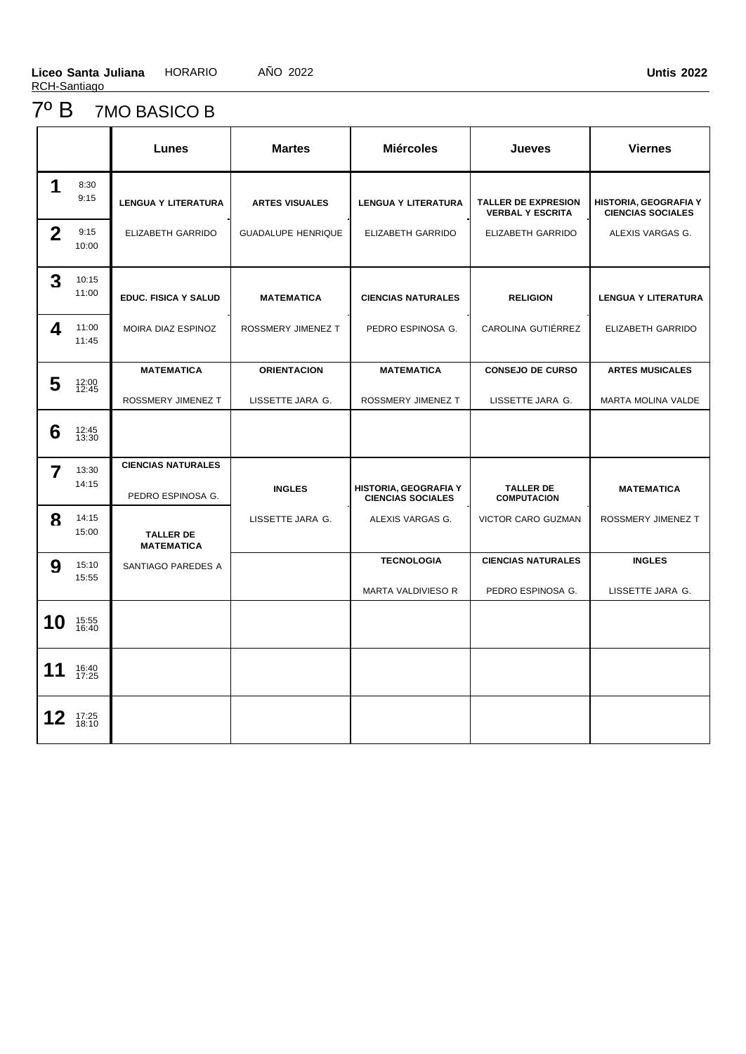**Liceo Santa Juliana** HORARIO AÑO 2022 **Untis 2022**
RCH-Santiago

# 7º B 7MO BASICO B

| | | Lunes | Martes | Miércoles | Jueves | Viernes |
|---|---|---|---|---|---|---|
| **1** | 8:30 9:15 | **LENGUA Y LITERATURA** | **ARTES VISUALES** | **LENGUA Y LITERATURA** | **TALLER DE EXPRESION VERBAL Y ESCRITA** | **HISTORIA, GEOGRAFIA Y CIENCIAS SOCIALES** |
| **2** | 9:15 10:00 | ELIZABETH GARRIDO | GUADALUPE HENRIQUE | ELIZABETH GARRIDO | ELIZABETH GARRIDO | ALEXIS VARGAS G. |
| **3** | 10:15 11:00 | **EDUC. FISICA Y SALUD** | **MATEMATICA** | **CIENCIAS NATURALES** | **RELIGION** | **LENGUA Y LITERATURA** |
| **4** | 11:00 11:45 | MOIRA DIAZ ESPINOZ | ROSSMERY JIMENEZ T | PEDRO ESPINOSA G. | CAROLINA GUTIÉRREZ | ELIZABETH GARRIDO |
| **5** | 12:00 12:45 | **MATEMATICA** ROSSMERY JIMENEZ T | **ORIENTACION** LISSETTE JARA G. | **MATEMATICA** ROSSMERY JIMENEZ T | **CONSEJO DE CURSO** LISSETTE JARA G. | **ARTES MUSICALES** MARTA MOLINA VALDE |
| **6** | 12:45 13:30 | | | | | |
| **7** | 13:30 14:15 | **CIENCIAS NATURALES** PEDRO ESPINOSA G. | **INGLES** | **HISTORIA, GEOGRAFIA Y CIENCIAS SOCIALES** | **TALLER DE COMPUTACION** | **MATEMATICA** |
| **8** | 14:15 15:00 | **TALLER DE MATEMATICA** | LISSETTE JARA G. | ALEXIS VARGAS G. | VICTOR CARO GUZMAN | ROSSMERY JIMENEZ T |
| **9** | 15:10 15:55 | SANTIAGO PAREDES A | | **TECNOLOGIA** MARTA VALDIVIESO R | **CIENCIAS NATURALES** PEDRO ESPINOSA G. | **INGLES** LISSETTE JARA G. |
| **10** | 15:55 16:40 | | | | | |
| **11** | 16:40 17:25 | | | | | |
| **12** | 17:25 18:10 | | | | | |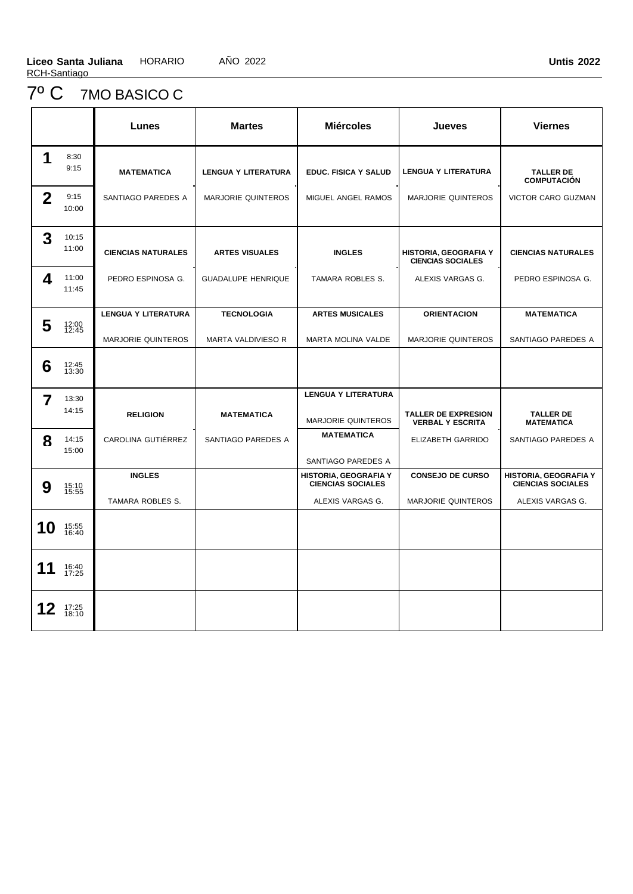**Liceo Santa Juliana** HORARIO AÑO 2022 **Untis 2022**
RCH-Santiago

# 7º C 7MO BASICO C

| | | Lunes | Martes | Miércoles | Jueves | Viernes |
|---|---|---|---|---|---|---|
| **1** | 8:30 9:15 | **MATEMATICA** SANTIAGO PAREDES A | **LENGUA Y LITERATURA** MARJORIE QUINTEROS | **EDUC. FISICA Y SALUD** MIGUEL ANGEL RAMOS | **LENGUA Y LITERATURA** MARJORIE QUINTEROS | **TALLER DE COMPUTACIÓN** VICTOR CARO GUZMAN |
| **2** | 9:15 10:00 | | | | | |
| **3** | 10:15 11:00 | **CIENCIAS NATURALES** PEDRO ESPINOSA G. | **ARTES VISUALES** GUADALUPE HENRIQUE | **INGLES** TAMARA ROBLES S. | **HISTORIA, GEOGRAFIA Y CIENCIAS SOCIALES** ALEXIS VARGAS G. | **CIENCIAS NATURALES** PEDRO ESPINOSA G. |
| **4** | 11:00 11:45 | | | | | |
| **5** | 12:00 12:45 | **LENGUA Y LITERATURA** MARJORIE QUINTEROS | **TECNOLOGIA** MARTA VALDIVIESO R | **ARTES MUSICALES** MARTA MOLINA VALDE | **ORIENTACION** MARJORIE QUINTEROS | **MATEMATICA** SANTIAGO PAREDES A |
| **6** | 12:45 13:30 | | | | | |
| **7** | 13:30 14:15 | **RELIGION** CAROLINA GUTIÉRREZ | **MATEMATICA** SANTIAGO PAREDES A | **LENGUA Y LITERATURA** MARJORIE QUINTEROS | **TALLER DE EXPRESION VERBAL Y ESCRITA** ELIZABETH GARRIDO | **TALLER DE MATEMATICA** SANTIAGO PAREDES A |
| **8** | 14:15 15:00 | | | **MATEMATICA** SANTIAGO PAREDES A | | |
| **9** | 15:10 15:55 | **INGLES** TAMARA ROBLES S. | | **HISTORIA, GEOGRAFIA Y CIENCIAS SOCIALES** ALEXIS VARGAS G. | **CONSEJO DE CURSO** MARJORIE QUINTEROS | **HISTORIA, GEOGRAFIA Y CIENCIAS SOCIALES** ALEXIS VARGAS G. |
| **10** | 15:55 16:40 | | | | | |
| **11** | 16:40 17:25 | | | | | |
| **12** | 17:25 18:10 | | | | | |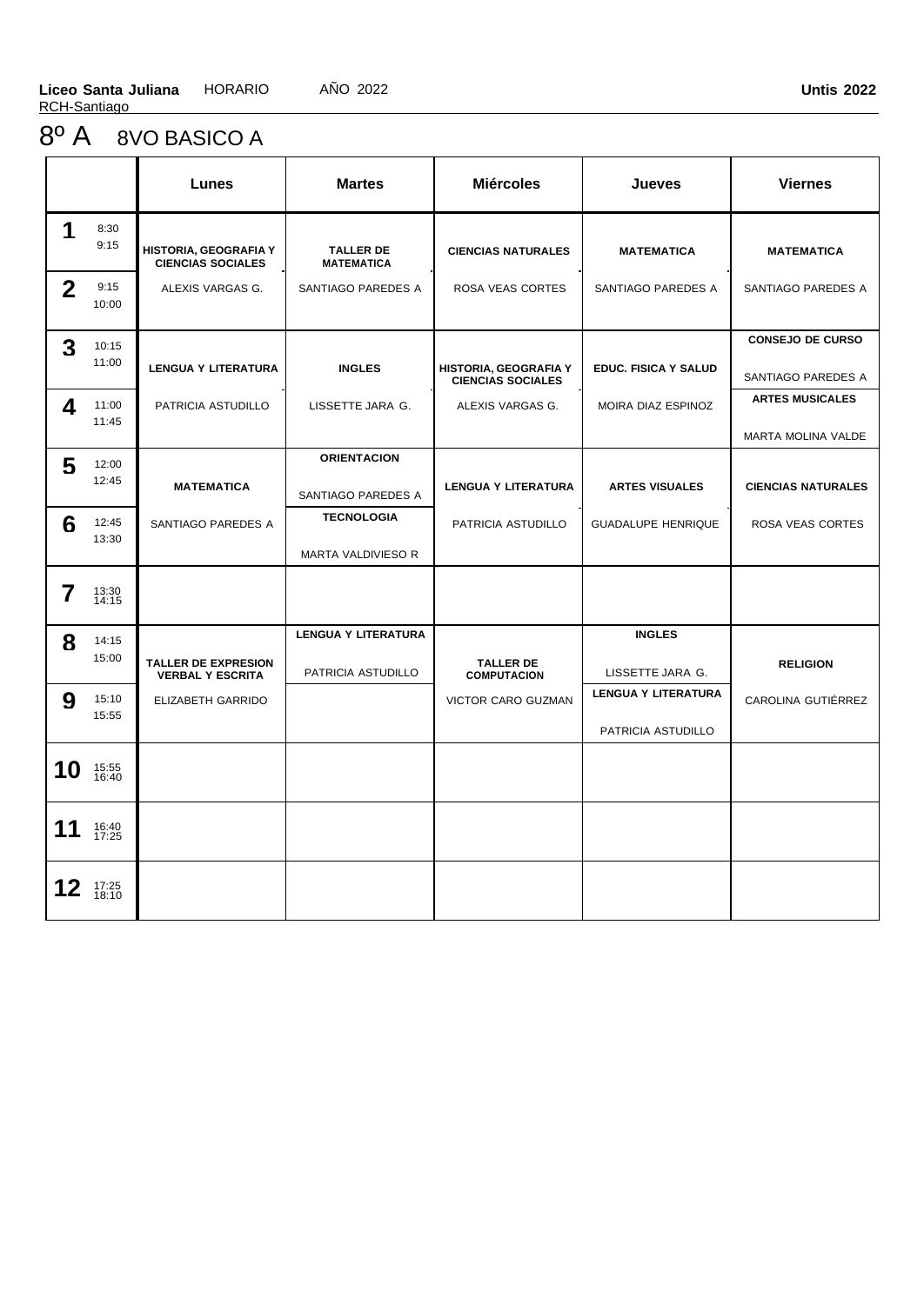**Liceo Santa Juliana** HORARIO AÑO 2022 **Untis 2022**
RCH-Santiago

# 8º A 8VO BASICO A

| | | Lunes | Martes | Miércoles | Jueves | Viernes |
|---|---|---|---|---|---|---|
| **1** | 8:30 9:15 | **HISTORIA, GEOGRAFIA Y CIENCIAS SOCIALES** | **TALLER DE MATEMATICA** | **CIENCIAS NATURALES** | **MATEMATICA** | **MATEMATICA** |
| **2** | 9:15 10:00 | ALEXIS VARGAS G. | SANTIAGO PAREDES A | ROSA VEAS CORTES | SANTIAGO PAREDES A | SANTIAGO PAREDES A |
| **3** | 10:15 11:00 | **LENGUA Y LITERATURA** | **INGLES** | **HISTORIA, GEOGRAFIA Y CIENCIAS SOCIALES** | **EDUC. FISICA Y SALUD** | **CONSEJO DE CURSO** SANTIAGO PAREDES A |
| **4** | 11:00 11:45 | PATRICIA ASTUDILLO | LISSETTE JARA G. | ALEXIS VARGAS G. | MOIRA DIAZ ESPINOZ | **ARTES MUSICALES** MARTA MOLINA VALDE |
| **5** | 12:00 12:45 | **MATEMATICA** | **ORIENTACION** SANTIAGO PAREDES A | **LENGUA Y LITERATURA** | **ARTES VISUALES** | **CIENCIAS NATURALES** |
| **6** | 12:45 13:30 | SANTIAGO PAREDES A | **TECNOLOGIA** MARTA VALDIVIESO R | PATRICIA ASTUDILLO | GUADALUPE HENRIQUE | ROSA VEAS CORTES |
| **7** | 13:30 14:15 | | | | | |
| **8** | 14:15 15:00 | **TALLER DE EXPRESION VERBAL Y ESCRITA** | **LENGUA Y LITERATURA** PATRICIA ASTUDILLO | **TALLER DE COMPUTACION** | **INGLES** LISSETTE JARA G. | **RELIGION** |
| **9** | 15:10 15:55 | ELIZABETH GARRIDO | | VICTOR CARO GUZMAN | **LENGUA Y LITERATURA** PATRICIA ASTUDILLO | CAROLINA GUTIÉRREZ |
| **10** | 15:55 16:40 | | | | | |
| **11** | 16:40 17:25 | | | | | |
| **12** | 17:25 18:10 | | | | | |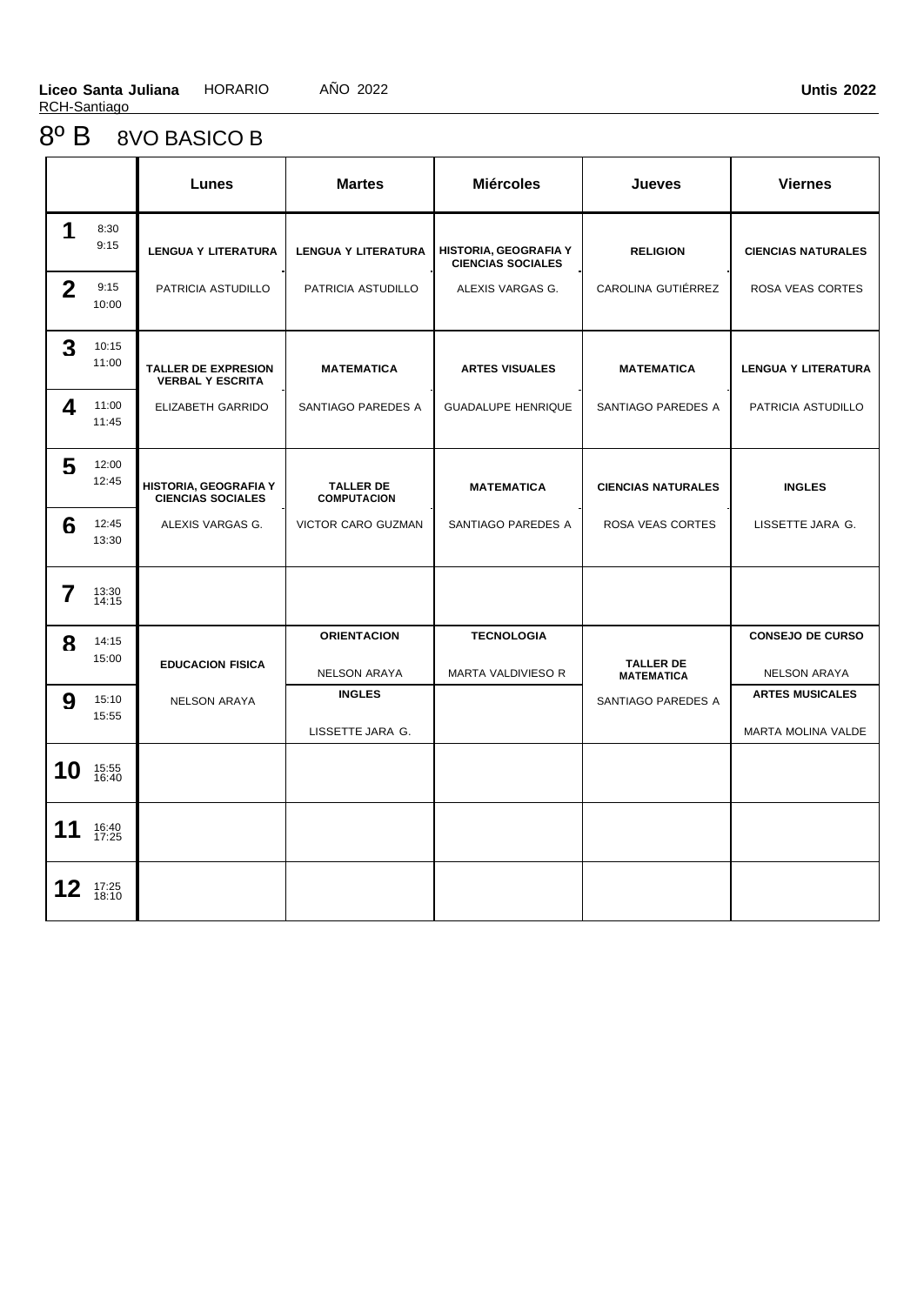**Liceo Santa Juliana** HORARIO AÑO 2022 **Untis 2022**
RCH-Santiago

# 8º B 8VO BASICO B

| | | Lunes | Martes | Miércoles | Jueves | Viernes |
|---|---|---|---|---|---|---|
| **1** | 8:30 9:15 | **LENGUA Y LITERATURA** | **LENGUA Y LITERATURA** | **HISTORIA, GEOGRAFIA Y CIENCIAS SOCIALES** | **RELIGION** | **CIENCIAS NATURALES** |
| **2** | 9:15 10:00 | PATRICIA ASTUDILLO | PATRICIA ASTUDILLO | ALEXIS VARGAS G. | CAROLINA GUTIÉRREZ | ROSA VEAS CORTES |
| **3** | 10:15 11:00 | **TALLER DE EXPRESION VERBAL Y ESCRITA** | **MATEMATICA** | **ARTES VISUALES** | **MATEMATICA** | **LENGUA Y LITERATURA** |
| **4** | 11:00 11:45 | ELIZABETH GARRIDO | SANTIAGO PAREDES A | GUADALUPE HENRIQUE | SANTIAGO PAREDES A | PATRICIA ASTUDILLO |
| **5** | 12:00 12:45 | **HISTORIA, GEOGRAFIA Y CIENCIAS SOCIALES** | **TALLER DE COMPUTACION** | **MATEMATICA** | **CIENCIAS NATURALES** | **INGLES** |
| **6** | 12:45 13:30 | ALEXIS VARGAS G. | VICTOR CARO GUZMAN | SANTIAGO PAREDES A | ROSA VEAS CORTES | LISSETTE JARA G. |
| **7** | 13:30 14:15 | | | | | |
| **8** | 14:15 15:00 | **EDUCACION FISICA** | **ORIENTACION** NELSON ARAYA | **TECNOLOGIA** MARTA VALDIVIESO R | **TALLER DE MATEMATICA** | **CONSEJO DE CURSO** NELSON ARAYA |
| **9** | 15:10 15:55 | NELSON ARAYA | **INGLES** LISSETTE JARA G. | | SANTIAGO PAREDES A | **ARTES MUSICALES** MARTA MOLINA VALDE |
| **10** | 15:55 16:40 | | | | | |
| **11** | 16:40 17:25 | | | | | |
| **12** | 17:25 18:10 | | | | | |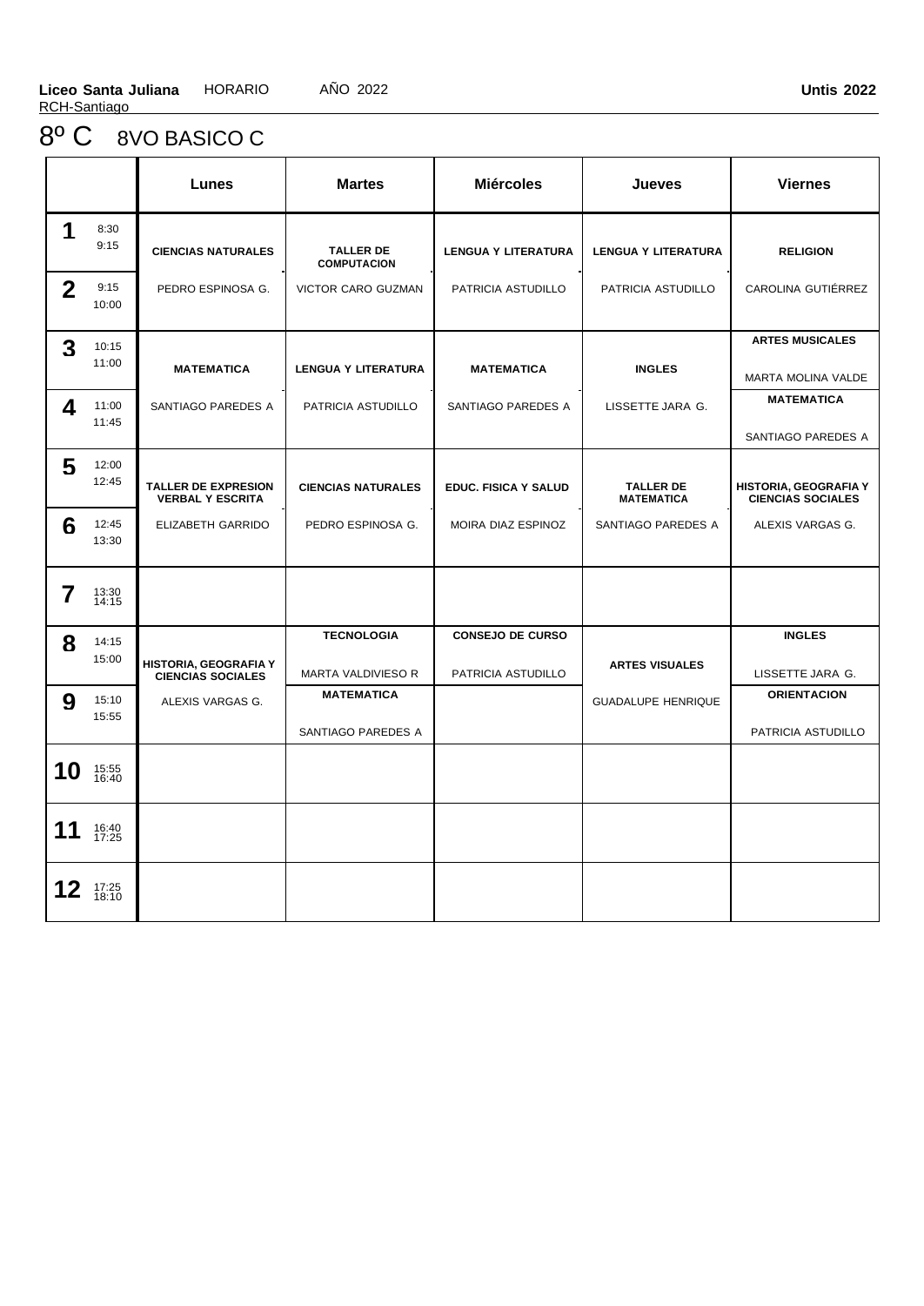**Liceo Santa Juliana** HORARIO AÑO 2022 **Untis 2022**

RCH-Santiago

# 8º C 8VO BASICO C

| | Lunes | Martes | Miércoles | Jueves | Viernes |
|---|---|---|---|---|---|
| **1** 8:30 9:15 | **CIENCIAS NATURALES** | **TALLER DE COMPUTACION** | **LENGUA Y LITERATURA** | **LENGUA Y LITERATURA** | **RELIGION** |
| **2** 9:15 10:00 | PEDRO ESPINOSA G. | VICTOR CARO GUZMAN | PATRICIA ASTUDILLO | PATRICIA ASTUDILLO | CAROLINA GUTIÉRREZ |
| **3** 10:15 11:00 | **MATEMATICA** | **LENGUA Y LITERATURA** | **MATEMATICA** | **INGLES** | **ARTES MUSICALES** MARTA MOLINA VALDE |
| **4** 11:00 11:45 | SANTIAGO PAREDES A | PATRICIA ASTUDILLO | SANTIAGO PAREDES A | LISSETTE JARA G. | **MATEMATICA** SANTIAGO PAREDES A |
| **5** 12:00 12:45 | **TALLER DE EXPRESION VERBAL Y ESCRITA** | **CIENCIAS NATURALES** | **EDUC. FISICA Y SALUD** | **TALLER DE MATEMATICA** | **HISTORIA, GEOGRAFIA Y CIENCIAS SOCIALES** |
| **6** 12:45 13:30 | ELIZABETH GARRIDO | PEDRO ESPINOSA G. | MOIRA DIAZ ESPINOZ | SANTIAGO PAREDES A | ALEXIS VARGAS G. |
| **7** 13:30 14:15 | | | | | |
| **8** 14:15 15:00 | **HISTORIA, GEOGRAFIA Y CIENCIAS SOCIALES** | **TECNOLOGIA** MARTA VALDIVIESO R | **CONSEJO DE CURSO** PATRICIA ASTUDILLO | **ARTES VISUALES** | **INGLES** LISSETTE JARA G. |
| **9** 15:10 15:55 | ALEXIS VARGAS G. | **MATEMATICA** SANTIAGO PAREDES A | | GUADALUPE HENRIQUE | **ORIENTACION** PATRICIA ASTUDILLO |
| **10** 15:55 16:40 | | | | | |
| **11** 16:40 17:25 | | | | | |
| **12** 17:25 18:10 | | | | | |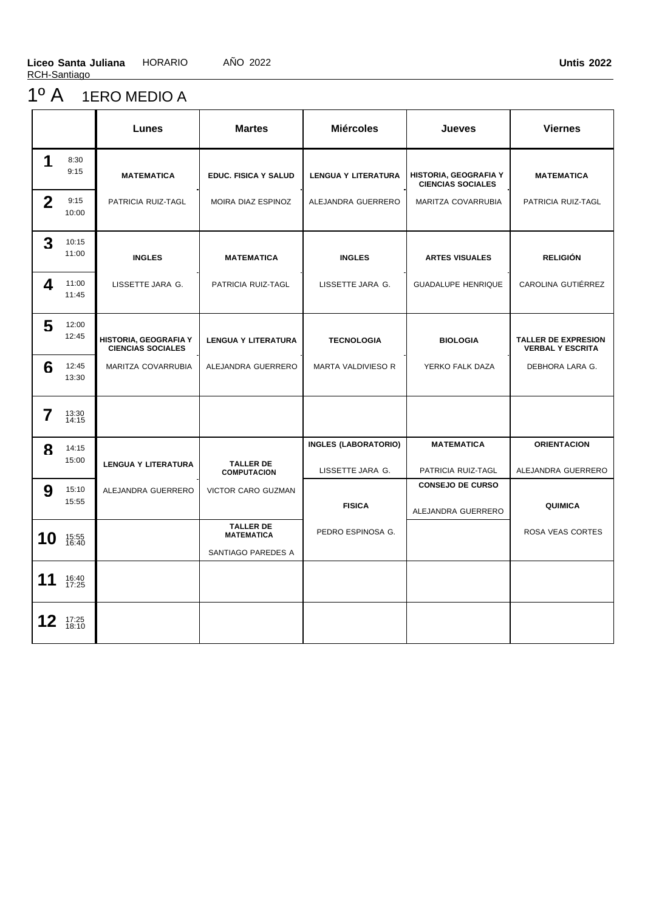**Liceo Santa Juliana** HORARIO AÑO 2022 **Untis 2022**
RCH-Santiago

# 1º A 1ERO MEDIO A

| | Lunes | Martes | Miércoles | Jueves | Viernes |
|---|---|---|---|---|---|
| **1** 8:30 9:15 / **2** 9:15 10:00 | **MATEMATICA** PATRICIA RUIZ-TAGL | **EDUC. FISICA Y SALUD** MOIRA DIAZ ESPINOZ | **LENGUA Y LITERATURA** ALEJANDRA GUERRERO | **HISTORIA, GEOGRAFIA Y CIENCIAS SOCIALES** MARITZA COVARRUBIA | **MATEMATICA** PATRICIA RUIZ-TAGL |
| **3** 10:15 11:00 / **4** 11:00 11:45 | **INGLES** LISSETTE JARA G. | **MATEMATICA** PATRICIA RUIZ-TAGL | **INGLES** LISSETTE JARA G. | **ARTES VISUALES** GUADALUPE HENRIQUE | **RELIGIÓN** CAROLINA GUTIÉRREZ |
| **5** 12:00 12:45 / **6** 12:45 13:30 | **HISTORIA, GEOGRAFIA Y CIENCIAS SOCIALES** MARITZA COVARRUBIA | **LENGUA Y LITERATURA** ALEJANDRA GUERRERO | **TECNOLOGIA** MARTA VALDIVIESO R | **BIOLOGIA** YERKO FALK DAZA | **TALLER DE EXPRESION VERBAL Y ESCRITA** DEBHORA LARA G. |
| **7** 13:30 14:15 | | | | | |
| **8** 14:15 15:00 | **LENGUA Y LITERATURA** ALEJANDRA GUERRERO | **TALLER DE COMPUTACION** VICTOR CARO GUZMAN | **INGLES (LABORATORIO)** LISSETTE JARA G. | **MATEMATICA** PATRICIA RUIZ-TAGL | **ORIENTACION** ALEJANDRA GUERRERO |
| **9** 15:10 15:55 | (cont.) | (cont.) | **FISICA** PEDRO ESPINOSA G. | **CONSEJO DE CURSO** ALEJANDRA GUERRERO | **QUIMICA** ROSA VEAS CORTES |
| **10** 15:55 16:40 | | **TALLER DE MATEMATICA** SANTIAGO PAREDES A | (cont.) | | (cont.) |
| **11** 16:40 17:25 | | | | | |
| **12** 17:25 18:10 | | | | | |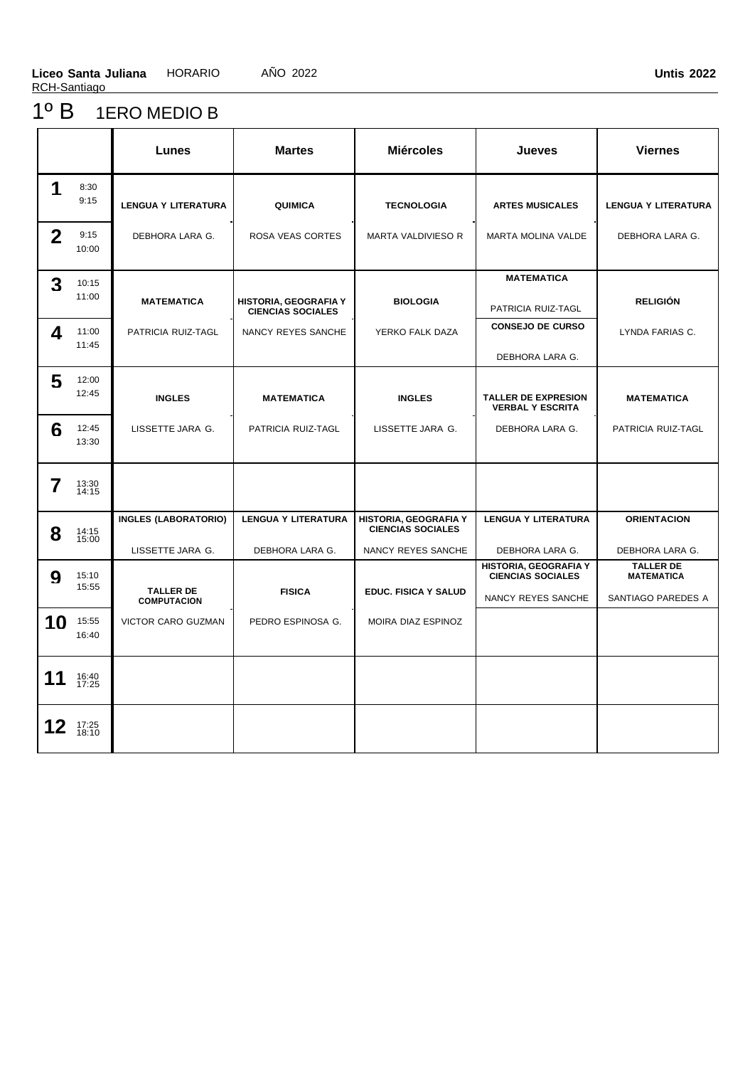**Liceo Santa Juliana** HORARIO AÑO 2022 **Untis 2022**
RCH-Santiago

# 1º B 1ERO MEDIO B

| | | Lunes | Martes | Miércoles | Jueves | Viernes |
|---|---|---|---|---|---|---|
| **1** | 8:30 9:15 | **LENGUA Y LITERATURA** | **QUIMICA** | **TECNOLOGIA** | **ARTES MUSICALES** | **LENGUA Y LITERATURA** |
| **2** | 9:15 10:00 | DEBHORA LARA G. | ROSA VEAS CORTES | MARTA VALDIVIESO R | MARTA MOLINA VALDE | DEBHORA LARA G. |
| **3** | 10:15 11:00 | **MATEMATICA** | **HISTORIA, GEOGRAFIA Y CIENCIAS SOCIALES** | **BIOLOGIA** | **MATEMATICA** PATRICIA RUIZ-TAGL | **RELIGIÓN** |
| **4** | 11:00 11:45 | PATRICIA RUIZ-TAGL | NANCY REYES SANCHE | YERKO FALK DAZA | **CONSEJO DE CURSO** DEBHORA LARA G. | LYNDA FARIAS C. |
| **5** | 12:00 12:45 | **INGLES** | **MATEMATICA** | **INGLES** | **TALLER DE EXPRESION VERBAL Y ESCRITA** | **MATEMATICA** |
| **6** | 12:45 13:30 | LISSETTE JARA G. | PATRICIA RUIZ-TAGL | LISSETTE JARA G. | DEBHORA LARA G. | PATRICIA RUIZ-TAGL |
| **7** | 13:30 14:15 | | | | | |
| **8** | 14:15 15:00 | **INGLES (LABORATORIO)** LISSETTE JARA G. | **LENGUA Y LITERATURA** DEBHORA LARA G. | **HISTORIA, GEOGRAFIA Y CIENCIAS SOCIALES** NANCY REYES SANCHE | **LENGUA Y LITERATURA** DEBHORA LARA G. | **ORIENTACION** DEBHORA LARA G. |
| **9** | 15:10 15:55 | **TALLER DE COMPUTACION** | **FISICA** | **EDUC. FISICA Y SALUD** | **HISTORIA, GEOGRAFIA Y CIENCIAS SOCIALES** NANCY REYES SANCHE | **TALLER DE MATEMATICA** SANTIAGO PAREDES A |
| **10** | 15:55 16:40 | VICTOR CARO GUZMAN | PEDRO ESPINOSA G. | MOIRA DIAZ ESPINOZ | | |
| **11** | 16:40 17:25 | | | | | |
| **12** | 17:25 18:10 | | | | | |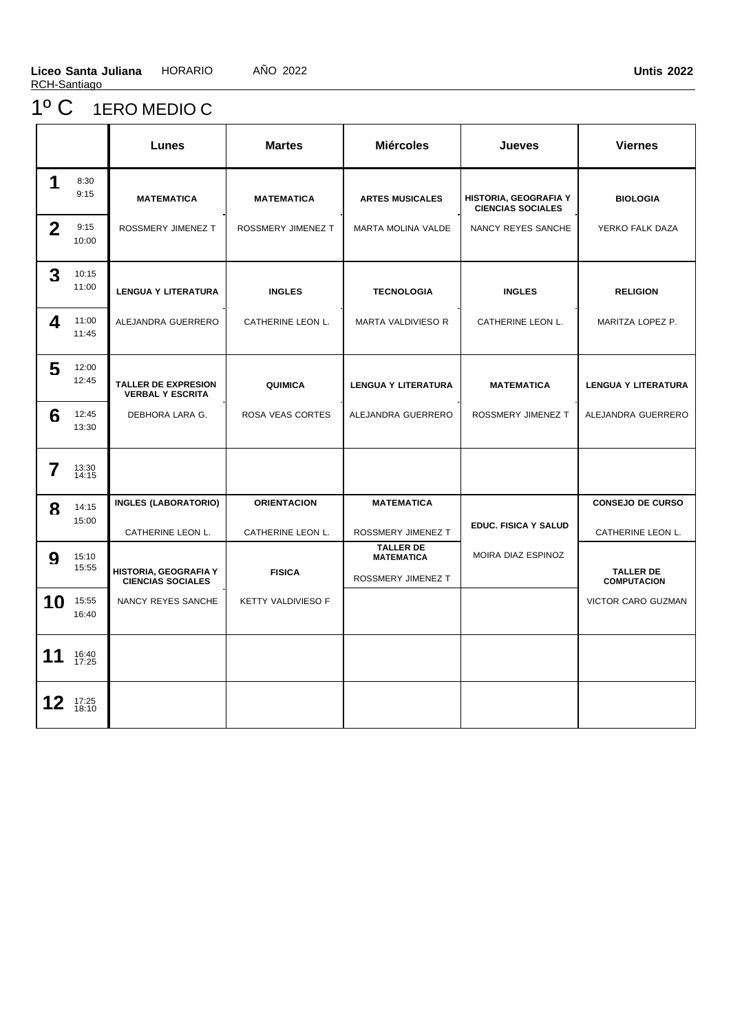**Liceo Santa Juliana** HORARIO AÑO 2022 **Untis 2022**

RCH-Santiago

# 1º C 1ERO MEDIO C

| | | Lunes | Martes | Miércoles | Jueves | Viernes |
|---|---|---|---|---|---|---|
| **1** | 8:30 9:15 | **MATEMATICA** | **MATEMATICA** | **ARTES MUSICALES** | **HISTORIA, GEOGRAFIA Y CIENCIAS SOCIALES** | **BIOLOGIA** |
| **2** | 9:15 10:00 | ROSSMERY JIMENEZ T | ROSSMERY JIMENEZ T | MARTA MOLINA VALDE | NANCY REYES SANCHE | YERKO FALK DAZA |
| **3** | 10:15 11:00 | **LENGUA Y LITERATURA** | **INGLES** | **TECNOLOGIA** | **INGLES** | **RELIGION** |
| **4** | 11:00 11:45 | ALEJANDRA GUERRERO | CATHERINE LEON L. | MARTA VALDIVIESO R | CATHERINE LEON L. | MARITZA LOPEZ P. |
| **5** | 12:00 12:45 | **TALLER DE EXPRESION VERBAL Y ESCRITA** | **QUIMICA** | **LENGUA Y LITERATURA** | **MATEMATICA** | **LENGUA Y LITERATURA** |
| **6** | 12:45 13:30 | DEBHORA LARA G. | ROSA VEAS CORTES | ALEJANDRA GUERRERO | ROSSMERY JIMENEZ T | ALEJANDRA GUERRERO |
| **7** | 13:30 14:15 | | | | | |
| **8** | 14:15 15:00 | **INGLES (LABORATORIO)** CATHERINE LEON L. | **ORIENTACION** CATHERINE LEON L. | **MATEMATICA** ROSSMERY JIMENEZ T | **EDUC. FISICA Y SALUD** | **CONSEJO DE CURSO** CATHERINE LEON L. |
| **9** | 15:10 15:55 | **HISTORIA, GEOGRAFIA Y CIENCIAS SOCIALES** | **FISICA** | **TALLER DE MATEMATICA** ROSSMERY JIMENEZ T | MOIRA DIAZ ESPINOZ | **TALLER DE COMPUTACION** |
| **10** | 15:55 16:40 | NANCY REYES SANCHE | KETTY VALDIVIESO F | | | VICTOR CARO GUZMAN |
| **11** | 16:40 17:25 | | | | | |
| **12** | 17:25 18:10 | | | | | |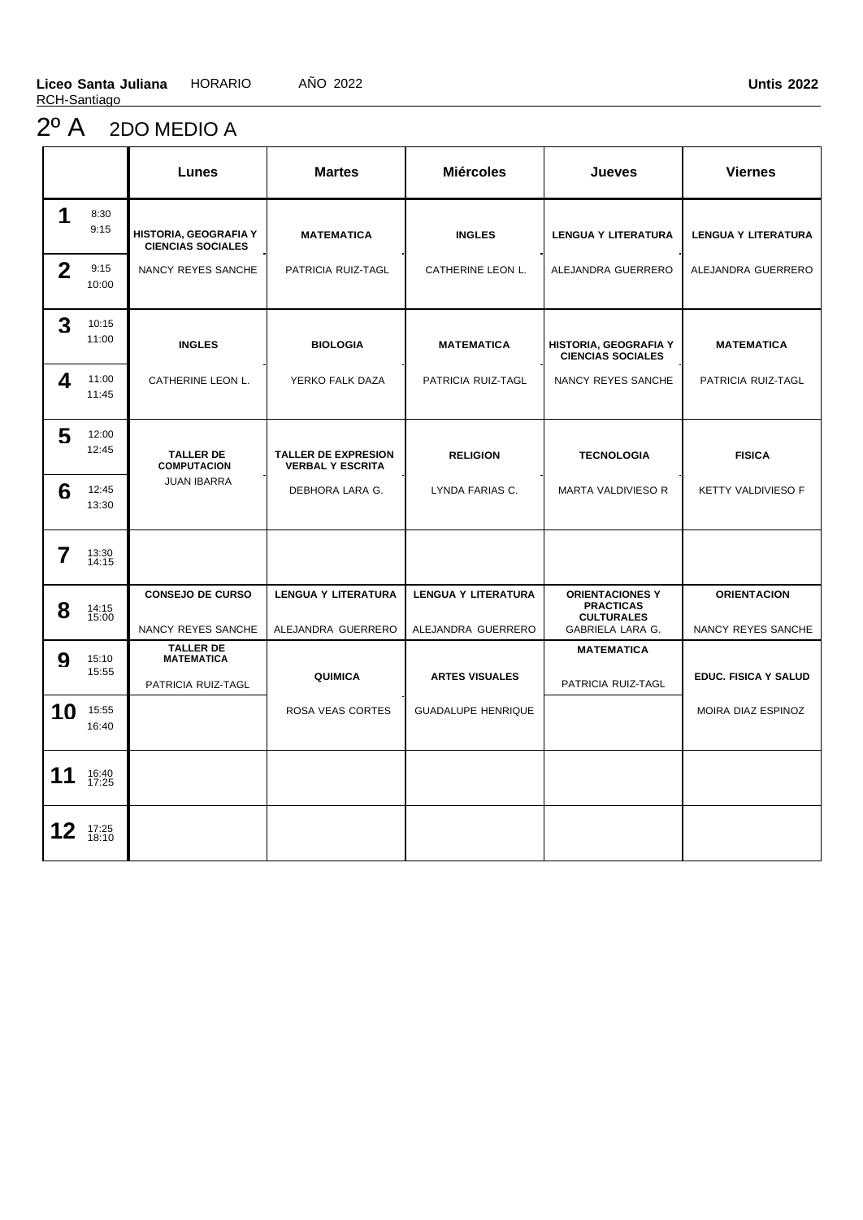**Liceo Santa Juliana** HORARIO AÑO 2022 **Untis 2022**
RCH-Santiago

# 2º A 2DO MEDIO A

| | | Lunes | Martes | Miércoles | Jueves | Viernes |
|---|---|---|---|---|---|---|
| **1** | 8:30 9:15 | **HISTORIA, GEOGRAFIA Y CIENCIAS SOCIALES** | **MATEMATICA** | **INGLES** | **LENGUA Y LITERATURA** | **LENGUA Y LITERATURA** |
| **2** | 9:15 10:00 | NANCY REYES SANCHE | PATRICIA RUIZ-TAGL | CATHERINE LEON L. | ALEJANDRA GUERRERO | ALEJANDRA GUERRERO |
| **3** | 10:15 11:00 | **INGLES** | **BIOLOGIA** | **MATEMATICA** | **HISTORIA, GEOGRAFIA Y CIENCIAS SOCIALES** | **MATEMATICA** |
| **4** | 11:00 11:45 | CATHERINE LEON L. | YERKO FALK DAZA | PATRICIA RUIZ-TAGL | NANCY REYES SANCHE | PATRICIA RUIZ-TAGL |
| **5** | 12:00 12:45 | **TALLER DE COMPUTACION** | **TALLER DE EXPRESION VERBAL Y ESCRITA** | **RELIGION** | **TECNOLOGIA** | **FISICA** |
| **6** | 12:45 13:30 | JUAN IBARRA | DEBHORA LARA G. | LYNDA FARIAS C. | MARTA VALDIVIESO R | KETTY VALDIVIESO F |
| **7** | 13:30 14:15 | | | | | |
| **8** | 14:15 15:00 | **CONSEJO DE CURSO** NANCY REYES SANCHE | **LENGUA Y LITERATURA** ALEJANDRA GUERRERO | **LENGUA Y LITERATURA** ALEJANDRA GUERRERO | **ORIENTACIONES Y PRACTICAS CULTURALES** GABRIELA LARA G. | **ORIENTACION** NANCY REYES SANCHE |
| **9** | 15:10 15:55 | **TALLER DE MATEMATICA** PATRICIA RUIZ-TAGL | **QUIMICA** | **ARTES VISUALES** | **MATEMATICA** PATRICIA RUIZ-TAGL | **EDUC. FISICA Y SALUD** |
| **10** | 15:55 16:40 | | ROSA VEAS CORTES | GUADALUPE HENRIQUE | | MOIRA DIAZ ESPINOZ |
| **11** | 16:40 17:25 | | | | | |
| **12** | 17:25 18:10 | | | | | |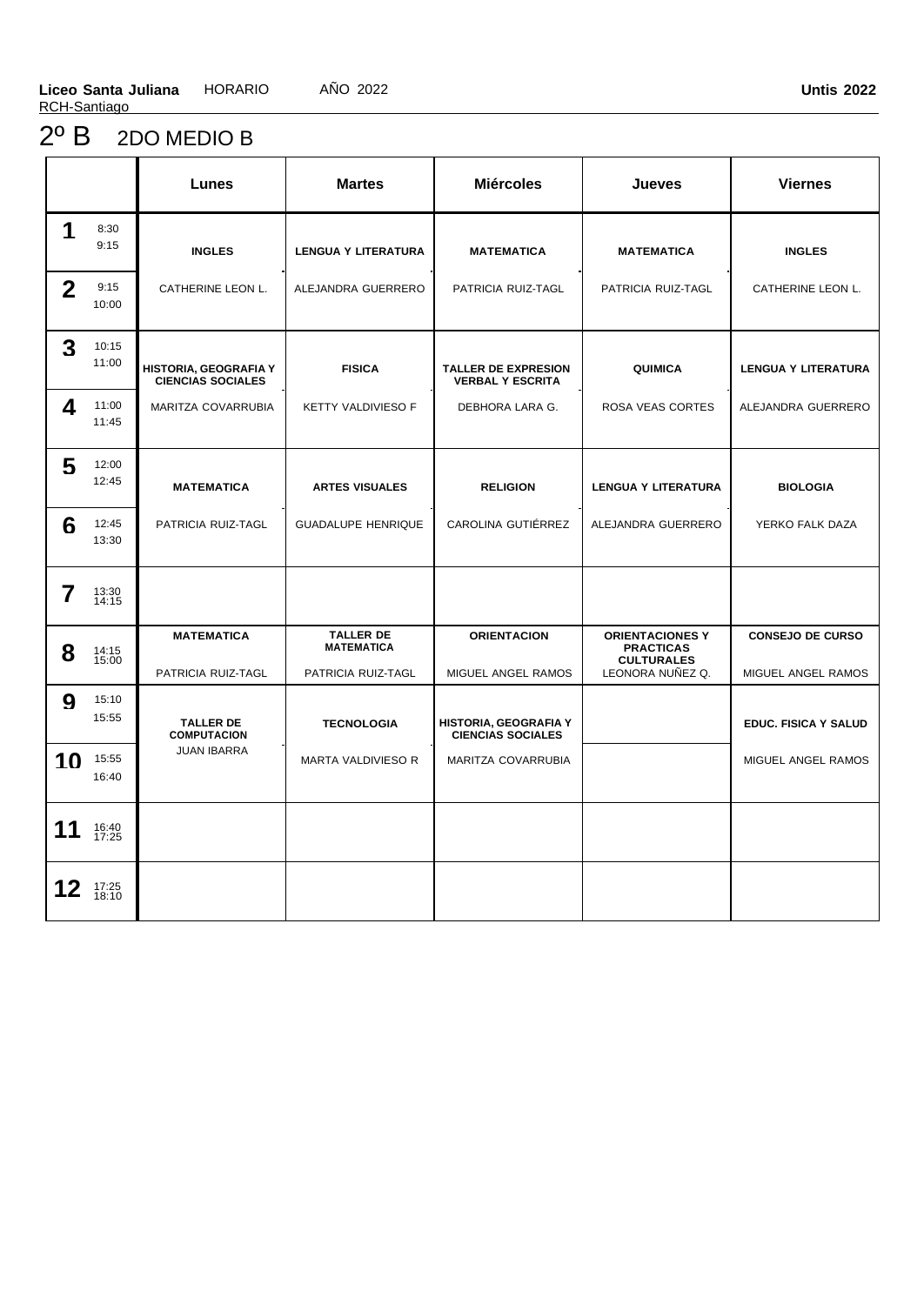**Liceo Santa Juliana** HORARIO AÑO 2022 **Untis 2022**

RCH-Santiago

# 2º B 2DO MEDIO B

| | | Lunes | Martes | Miércoles | Jueves | Viernes |
|---|---|---|---|---|---|---|
| **1** | 8:30 9:15 | **INGLES** | **LENGUA Y LITERATURA** | **MATEMATICA** | **MATEMATICA** | **INGLES** |
| **2** | 9:15 10:00 | CATHERINE LEON L. | ALEJANDRA GUERRERO | PATRICIA RUIZ-TAGL | PATRICIA RUIZ-TAGL | CATHERINE LEON L. |
| **3** | 10:15 11:00 | **HISTORIA, GEOGRAFIA Y CIENCIAS SOCIALES** | **FISICA** | **TALLER DE EXPRESION VERBAL Y ESCRITA** | **QUIMICA** | **LENGUA Y LITERATURA** |
| **4** | 11:00 11:45 | MARITZA COVARRUBIA | KETTY VALDIVIESO F | DEBHORA LARA G. | ROSA VEAS CORTES | ALEJANDRA GUERRERO |
| **5** | 12:00 12:45 | **MATEMATICA** | **ARTES VISUALES** | **RELIGION** | **LENGUA Y LITERATURA** | **BIOLOGIA** |
| **6** | 12:45 13:30 | PATRICIA RUIZ-TAGL | GUADALUPE HENRIQUE | CAROLINA GUTIÉRREZ | ALEJANDRA GUERRERO | YERKO FALK DAZA |
| **7** | 13:30 14:15 | | | | | |
| **8** | 14:15 15:00 | **MATEMATICA** PATRICIA RUIZ-TAGL | **TALLER DE MATEMATICA** PATRICIA RUIZ-TAGL | **ORIENTACION** MIGUEL ANGEL RAMOS | **ORIENTACIONES Y PRACTICAS CULTURALES** LEONORA NUÑEZ Q. | **CONSEJO DE CURSO** MIGUEL ANGEL RAMOS |
| **9** | 15:10 15:55 | **TALLER DE COMPUTACION** | **TECNOLOGIA** | **HISTORIA, GEOGRAFIA Y CIENCIAS SOCIALES** | | **EDUC. FISICA Y SALUD** |
| **10** | 15:55 16:40 | JUAN IBARRA | MARTA VALDIVIESO R | MARITZA COVARRUBIA | | MIGUEL ANGEL RAMOS |
| **11** | 16:40 17:25 | | | | | |
| **12** | 17:25 18:10 | | | | | |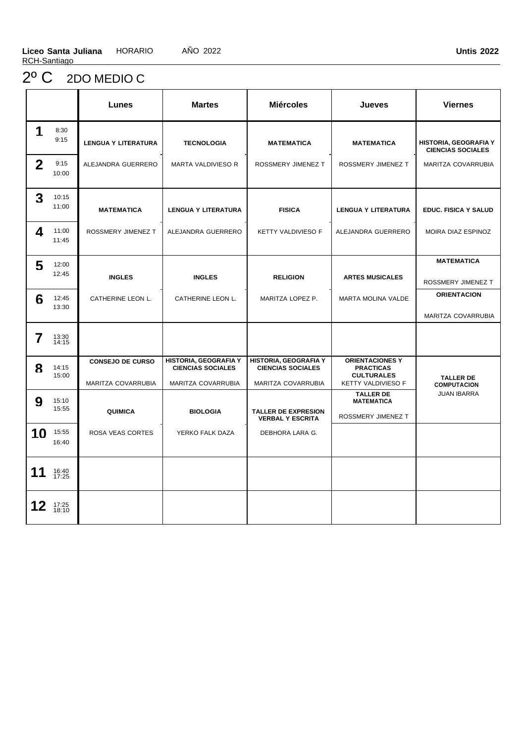**Liceo Santa Juliana** HORARIO AÑO 2022 **Untis 2022**

RCH-Santiago

# 2º C 2DO MEDIO C

| | | Lunes | Martes | Miércoles | Jueves | Viernes |
|---|---|---|---|---|---|---|
| **1** | 8:30 9:15 | **LENGUA Y LITERATURA** | **TECNOLOGIA** | **MATEMATICA** | **MATEMATICA** | **HISTORIA, GEOGRAFIA Y CIENCIAS SOCIALES** |
| **2** | 9:15 10:00 | ALEJANDRA GUERRERO | MARTA VALDIVIESO R | ROSSMERY JIMENEZ T | ROSSMERY JIMENEZ T | MARITZA COVARRUBIA |
| **3** | 10:15 11:00 | **MATEMATICA** | **LENGUA Y LITERATURA** | **FISICA** | **LENGUA Y LITERATURA** | **EDUC. FISICA Y SALUD** |
| **4** | 11:00 11:45 | ROSSMERY JIMENEZ T | ALEJANDRA GUERRERO | KETTY VALDIVIESO F | ALEJANDRA GUERRERO | MOIRA DIAZ ESPINOZ |
| **5** | 12:00 12:45 | **INGLES** | **INGLES** | **RELIGION** | **ARTES MUSICALES** | **MATEMATICA** ROSSMERY JIMENEZ T |
| **6** | 12:45 13:30 | CATHERINE LEON L. | CATHERINE LEON L. | MARITZA LOPEZ P. | MARTA MOLINA VALDE | **ORIENTACION** MARITZA COVARRUBIA |
| **7** | 13:30 14:15 | | | | | |
| **8** | 14:15 15:00 | **CONSEJO DE CURSO** MARITZA COVARRUBIA | **HISTORIA, GEOGRAFIA Y CIENCIAS SOCIALES** MARITZA COVARRUBIA | **HISTORIA, GEOGRAFIA Y CIENCIAS SOCIALES** MARITZA COVARRUBIA | **ORIENTACIONES Y PRACTICAS CULTURALES** KETTY VALDIVIESO F | **TALLER DE COMPUTACION** JUAN IBARRA |
| **9** | 15:10 15:55 | **QUIMICA** | **BIOLOGIA** | **TALLER DE EXPRESION VERBAL Y ESCRITA** | **TALLER DE MATEMATICA** ROSSMERY JIMENEZ T | |
| **10** | 15:55 16:40 | ROSA VEAS CORTES | YERKO FALK DAZA | DEBHORA LARA G. | | |
| **11** | 16:40 17:25 | | | | | |
| **12** | 17:25 18:10 | | | | | |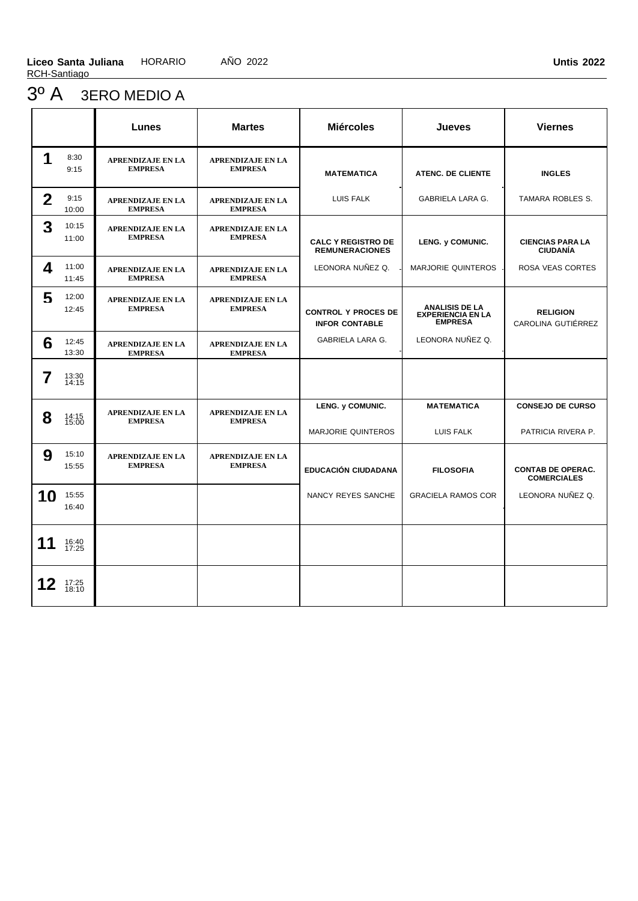**Liceo Santa Juliana** HORARIO AÑO 2022 **Untis 2022**

RCH-Santiago

# 3º A 3ERO MEDIO A

| | | Lunes | Martes | Miércoles | Jueves | Viernes |
|---|---|---|---|---|---|---|
| **1** | 8:30 9:15 | **APRENDIZAJE EN LA EMPRESA** | **APRENDIZAJE EN LA EMPRESA** | **MATEMATICA** | **ATENC. DE CLIENTE** | **INGLES** |
| **2** | 9:15 10:00 | **APRENDIZAJE EN LA EMPRESA** | **APRENDIZAJE EN LA EMPRESA** | LUIS FALK | GABRIELA LARA G. | TAMARA ROBLES S. |
| **3** | 10:15 11:00 | **APRENDIZAJE EN LA EMPRESA** | **APRENDIZAJE EN LA EMPRESA** | **CALC Y REGISTRO DE REMUNERACIONES** | **LENG. y COMUNIC.** | **CIENCIAS PARA LA CIUDANÍA** |
| **4** | 11:00 11:45 | **APRENDIZAJE EN LA EMPRESA** | **APRENDIZAJE EN LA EMPRESA** | LEONORA NUÑEZ Q. | MARJORIE QUINTEROS | ROSA VEAS CORTES |
| **5** | 12:00 12:45 | **APRENDIZAJE EN LA EMPRESA** | **APRENDIZAJE EN LA EMPRESA** | **CONTROL Y PROCES DE INFOR CONTABLE** | **ANALISIS DE LA EXPERIENCIA EN LA EMPRESA** | **RELIGION** CAROLINA GUTIÉRREZ |
| **6** | 12:45 13:30 | **APRENDIZAJE EN LA EMPRESA** | **APRENDIZAJE EN LA EMPRESA** | GABRIELA LARA G. | LEONORA NUÑEZ Q. | |
| **7** | 13:30 14:15 | | | | | |
| **8** | 14:15 15:00 | **APRENDIZAJE EN LA EMPRESA** | **APRENDIZAJE EN LA EMPRESA** | **LENG. y COMUNIC.** MARJORIE QUINTEROS | **MATEMATICA** LUIS FALK | **CONSEJO DE CURSO** PATRICIA RIVERA P. |
| **9** | 15:10 15:55 | **APRENDIZAJE EN LA EMPRESA** | **APRENDIZAJE EN LA EMPRESA** | **EDUCACIÓN CIUDADANA** | **FILOSOFIA** | **CONTAB DE OPERAC. COMERCIALES** |
| **10** | 15:55 16:40 | | | NANCY REYES SANCHE | GRACIELA RAMOS COR | LEONORA NUÑEZ Q. |
| **11** | 16:40 17:25 | | | | | |
| **12** | 17:25 18:10 | | | | | |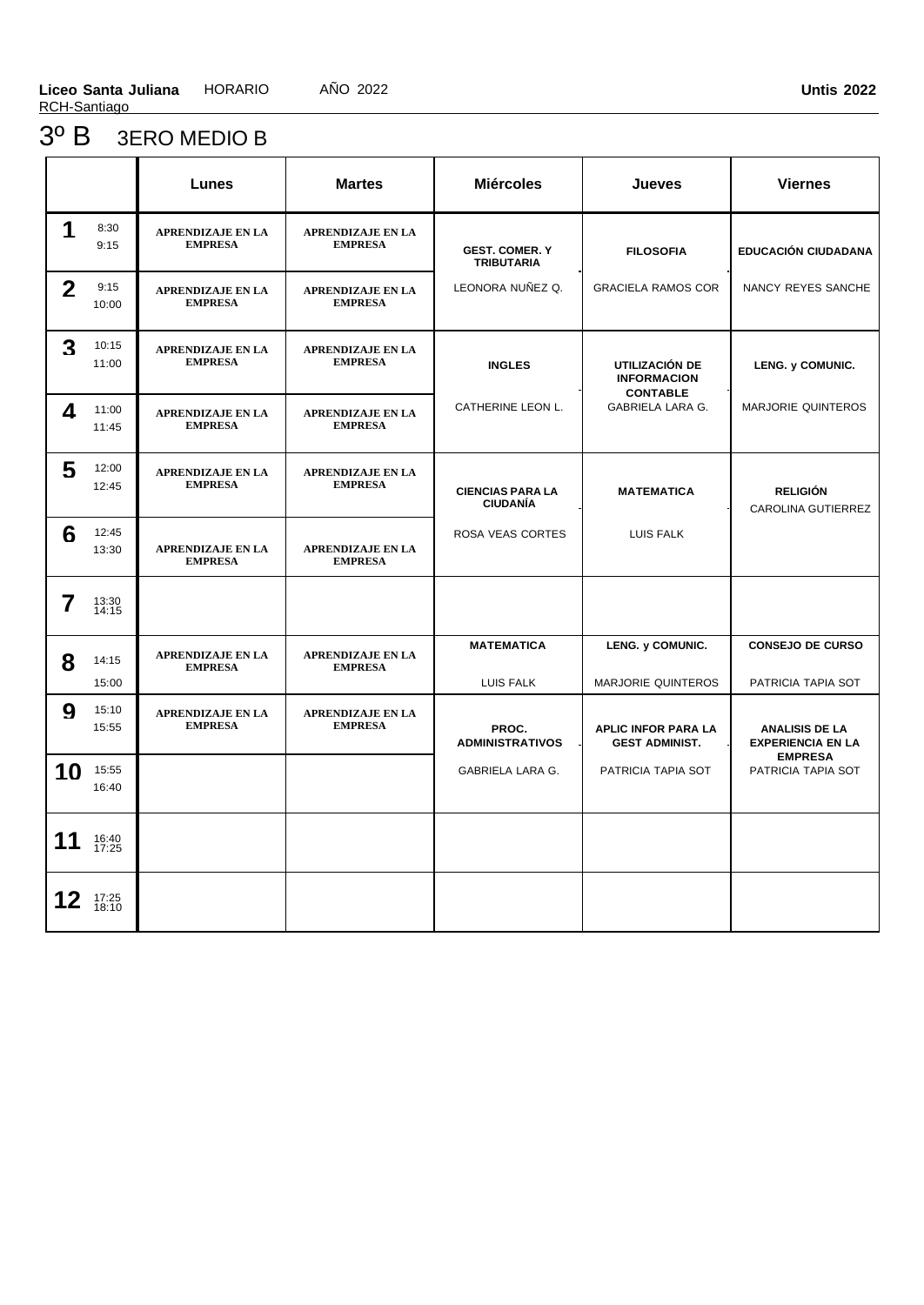**Liceo Santa Juliana** HORARIO AÑO 2022 **Untis 2022**
RCH-Santiago

# 3º B 3ERO MEDIO B

| | | Lunes | Martes | Miércoles | Jueves | Viernes |
|---|---|---|---|---|---|---|
| **1** | 8:30 9:15 | **APRENDIZAJE EN LA EMPRESA** | **APRENDIZAJE EN LA EMPRESA** | **GEST. COMER. Y TRIBUTARIA** | **FILOSOFIA** | **EDUCACIÓN CIUDADANA** |
| **2** | 9:15 10:00 | **APRENDIZAJE EN LA EMPRESA** | **APRENDIZAJE EN LA EMPRESA** | LEONORA NUÑEZ Q. | GRACIELA RAMOS COR | NANCY REYES SANCHE |
| **3** | 10:15 11:00 | **APRENDIZAJE EN LA EMPRESA** | **APRENDIZAJE EN LA EMPRESA** | **INGLES** | **UTILIZACIÓN DE INFORMACION CONTABLE** | **LENG. y COMUNIC.** |
| **4** | 11:00 11:45 | **APRENDIZAJE EN LA EMPRESA** | **APRENDIZAJE EN LA EMPRESA** | CATHERINE LEON L. | GABRIELA LARA G. | MARJORIE QUINTEROS |
| **5** | 12:00 12:45 | **APRENDIZAJE EN LA EMPRESA** | **APRENDIZAJE EN LA EMPRESA** | **CIENCIAS PARA LA CIUDANÍA** | **MATEMATICA** | **RELIGIÓN** CAROLINA GUTIERREZ |
| **6** | 12:45 13:30 | **APRENDIZAJE EN LA EMPRESA** | **APRENDIZAJE EN LA EMPRESA** | ROSA VEAS CORTES | LUIS FALK | |
| **7** | 13:30 14:15 | | | | | |
| **8** | 14:15 15:00 | **APRENDIZAJE EN LA EMPRESA** | **APRENDIZAJE EN LA EMPRESA** | **MATEMATICA** LUIS FALK | **LENG. y COMUNIC.** MARJORIE QUINTEROS | **CONSEJO DE CURSO** PATRICIA TAPIA SOT |
| **9** | 15:10 15:55 | **APRENDIZAJE EN LA EMPRESA** | **APRENDIZAJE EN LA EMPRESA** | **PROC. ADMINISTRATIVOS** | **APLIC INFOR PARA LA GEST ADMINIST.** | **ANALISIS DE LA EXPERIENCIA EN LA EMPRESA** |
| **10** | 15:55 16:40 | | | GABRIELA LARA G. | PATRICIA TAPIA SOT | PATRICIA TAPIA SOT |
| **11** | 16:40 17:25 | | | | | |
| **12** | 17:25 18:10 | | | | | |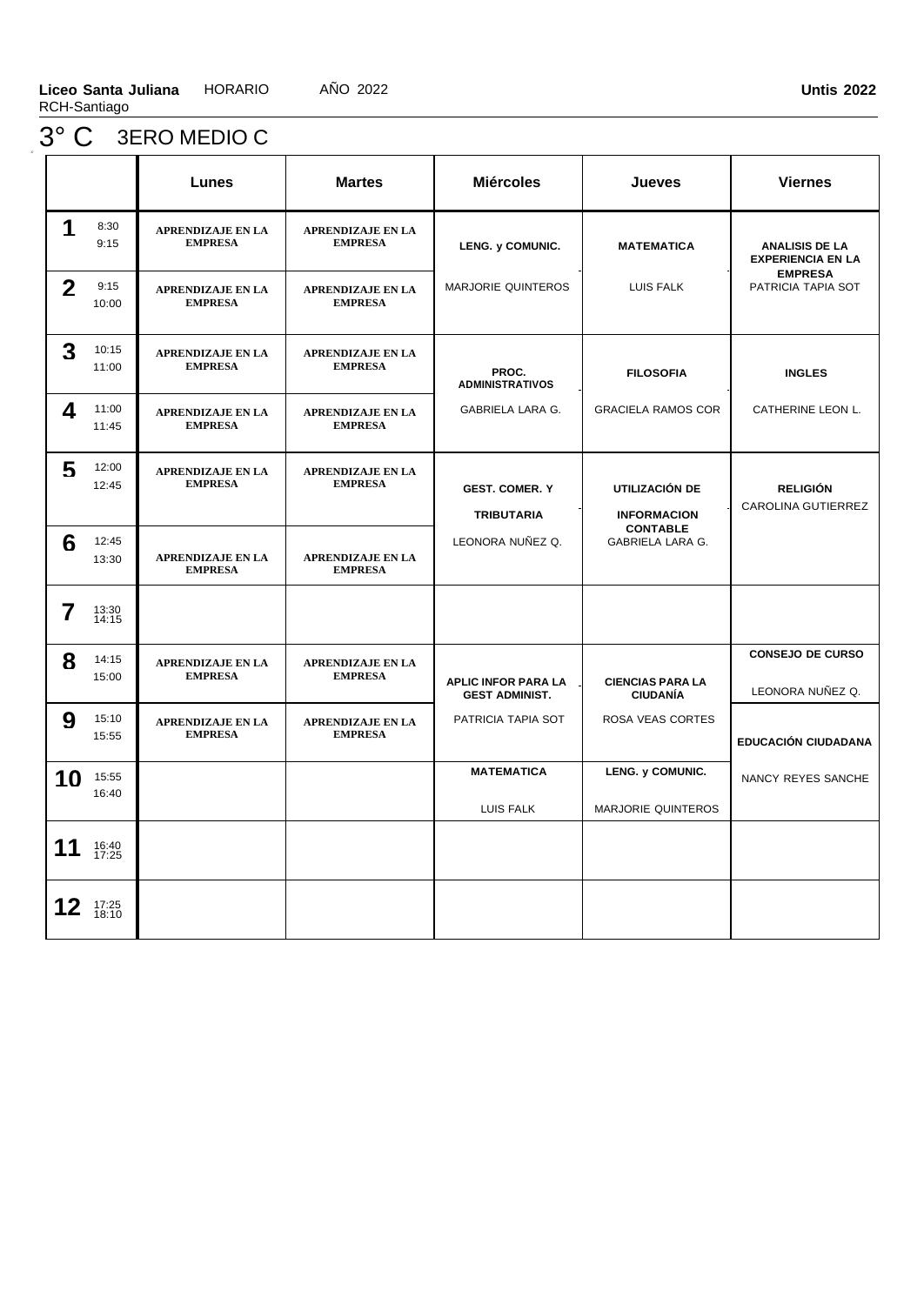**Liceo Santa Juliana** HORARIO AÑO 2022 **Untis 2022**
RCH-Santiago

# 3° C 3ERO MEDIO C

| | Lunes | Martes | Miércoles | Jueves | Viernes |
|---|---|---|---|---|---|
| **1** 8:30 9:15 | APRENDIZAJE EN LA EMPRESA | APRENDIZAJE EN LA EMPRESA | LENG. y COMUNIC. MARJORIE QUINTEROS | MATEMATICA LUIS FALK | ANALISIS DE LA EXPERIENCIA EN LA EMPRESA PATRICIA TAPIA SOT |
| **2** 9:15 10:00 | APRENDIZAJE EN LA EMPRESA | APRENDIZAJE EN LA EMPRESA | | | |
| **3** 10:15 11:00 | APRENDIZAJE EN LA EMPRESA | APRENDIZAJE EN LA EMPRESA | PROC. ADMINISTRATIVOS GABRIELA LARA G. | FILOSOFIA GRACIELA RAMOS COR | INGLES CATHERINE LEON L. |
| **4** 11:00 11:45 | APRENDIZAJE EN LA EMPRESA | APRENDIZAJE EN LA EMPRESA | | | |
| **5** 12:00 12:45 | APRENDIZAJE EN LA EMPRESA | APRENDIZAJE EN LA EMPRESA | GEST. COMER. Y TRIBUTARIA LEONORA NUÑEZ Q. | UTILIZACIÓN DE INFORMACION CONTABLE GABRIELA LARA G. | RELIGIÓN CAROLINA GUTIERREZ |
| **6** 12:45 13:30 | APRENDIZAJE EN LA EMPRESA | APRENDIZAJE EN LA EMPRESA | | | |
| **7** 13:30 14:15 | | | | | |
| **8** 14:15 15:00 | APRENDIZAJE EN LA EMPRESA | APRENDIZAJE EN LA EMPRESA | APLIC INFOR PARA LA GEST ADMINIST. PATRICIA TAPIA SOT | CIENCIAS PARA LA CIUDANÍA ROSA VEAS CORTES | CONSEJO DE CURSO LEONORA NUÑEZ Q. |
| **9** 15:10 15:55 | APRENDIZAJE EN LA EMPRESA | APRENDIZAJE EN LA EMPRESA | | | EDUCACIÓN CIUDADANA NANCY REYES SANCHE |
| **10** 15:55 16:40 | | | MATEMATICA LUIS FALK | LENG. y COMUNIC. MARJORIE QUINTEROS | |
| **11** 16:40 17:25 | | | | | |
| **12** 17:25 18:10 | | | | | |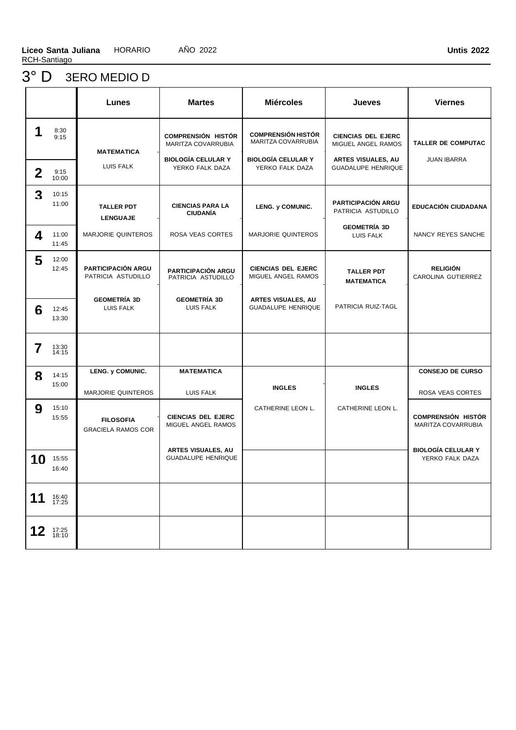**Liceo Santa Juliana** HORARIO AÑO 2022 **Untis 2022**
RCH-Santiago

# 3° D 3ERO MEDIO D

| | | Lunes | Martes | Miércoles | Jueves | Viernes |
|---|---|---|---|---|---|---|
| **1** | 8:30 9:15 | **MATEMATICA** LUIS FALK | **COMPRENSIÓN HISTÓR** MARITZA COVARRUBIA | **COMPRENSIÓN HISTÓR** MARITZA COVARRUBIA | **CIENCIAS DEL EJERC** MIGUEL ANGEL RAMOS | **TALLER DE COMPUTAC** JUAN IBARRA |
| **2** | 9:15 10:00 | | **BIOLOGÍA CELULAR Y** YERKO FALK DAZA | **BIOLOGÍA CELULAR Y** YERKO FALK DAZA | **ARTES VISUALES, AU** GUADALUPE HENRIQUE | |
| **3** | 10:15 11:00 | **TALLER PDT LENGUAJE** MARJORIE QUINTEROS | **CIENCIAS PARA LA CIUDADÍA** ROSA VEAS CORTES | **LENG. y COMUNIC.** MARJORIE QUINTEROS | **PARTICIPACIÓN ARGU** PATRICIA ASTUDILLO | **EDUCACIÓN CIUDADANA** NANCY REYES SANCHE |
| **4** | 11:00 11:45 | | | | **GEOMETRÍA 3D** LUIS FALK | |
| **5** | 12:00 12:45 | **PARTICIPACIÓN ARGU** PATRICIA ASTUDILLO | **PARTICIPACIÓN ARGU** PATRICIA ASTUDILLO | **CIENCIAS DEL EJERC** MIGUEL ANGEL RAMOS | **TALLER PDT MATEMATICA** PATRICIA RUIZ-TAGL | **RELIGIÓN** CAROLINA GUTIERREZ |
| **6** | 12:45 13:30 | **GEOMETRÍA 3D** LUIS FALK | **GEOMETRÍA 3D** LUIS FALK | **ARTES VISUALES, AU** GUADALUPE HENRIQUE | | |
| **7** | 13:30 14:15 | | | | | |
| **8** | 14:15 15:00 | **LENG. y COMUNIC.** MARJORIE QUINTEROS | **MATEMATICA** LUIS FALK | **INGLES** CATHERINE LEON L. | **INGLES** CATHERINE LEON L. | **CONSEJO DE CURSO** ROSA VEAS CORTES |
| **9** | 15:10 15:55 | **FILOSOFIA** GRACIELA RAMOS COR | **CIENCIAS DEL EJERC** MIGUEL ANGEL RAMOS | | | **COMPRENSIÓN HISTÓR** MARITZA COVARRUBIA |
| **10** | 15:55 16:40 | | **ARTES VISUALES, AU** GUADALUPE HENRIQUE | | | **BIOLOGÍA CELULAR Y** YERKO FALK DAZA |
| **11** | 16:40 17:25 | | | | | |
| **12** | 17:25 18:10 | | | | | |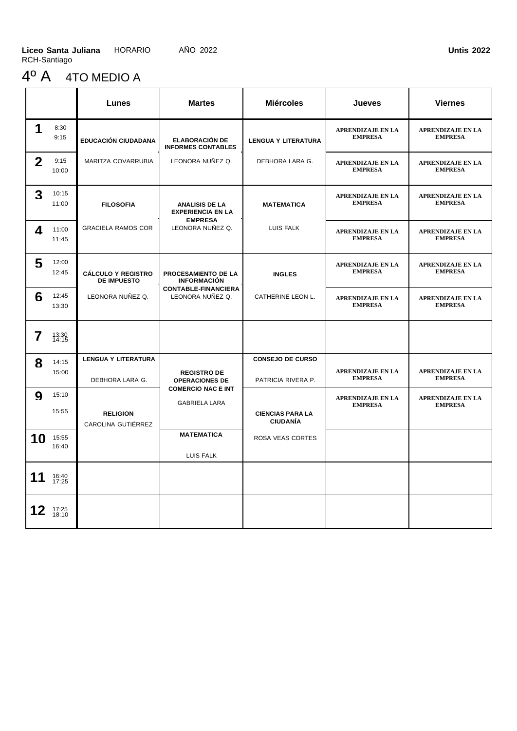**Liceo Santa Juliana** HORARIO AÑO 2022 **Untis 2022**
RCH-Santiago

# 4º A 4TO MEDIO A

| | | Lunes | Martes | Miércoles | Jueves | Viernes |
|---|---|---|---|---|---|---|
| **1** | 8:30 9:15 | **EDUCACIÓN CIUDADANA** | **ELABORACIÓN DE INFORMES CONTABLES** | **LENGUA Y LITERATURA** | **APRENDIZAJE EN LA EMPRESA** | **APRENDIZAJE EN LA EMPRESA** |
| **2** | 9:15 10:00 | MARITZA COVARRUBIA | LEONORA NUÑEZ Q. | DEBHORA LARA G. | **APRENDIZAJE EN LA EMPRESA** | **APRENDIZAJE EN LA EMPRESA** |
| **3** | 10:15 11:00 | **FILOSOFIA** | **ANALISIS DE LA EXPERIENCIA EN LA EMPRESA** | **MATEMATICA** | **APRENDIZAJE EN LA EMPRESA** | **APRENDIZAJE EN LA EMPRESA** |
| **4** | 11:00 11:45 | GRACIELA RAMOS COR | LEONORA NUÑEZ Q. | LUIS FALK | **APRENDIZAJE EN LA EMPRESA** | **APRENDIZAJE EN LA EMPRESA** |
| **5** | 12:00 12:45 | **CÁLCULO Y REGISTRO DE IMPUESTO** | **PROCESAMIENTO DE LA INFORMACIÓN CONTABLE-FINANCIERA** | **INGLES** | **APRENDIZAJE EN LA EMPRESA** | **APRENDIZAJE EN LA EMPRESA** |
| **6** | 12:45 13:30 | LEONORA NUÑEZ Q. | LEONORA NUÑEZ Q. | CATHERINE LEON L. | **APRENDIZAJE EN LA EMPRESA** | **APRENDIZAJE EN LA EMPRESA** |
| **7** | 13:30 14:15 | | | | | |
| **8** | 14:15 15:00 | **LENGUA Y LITERATURA** DEBHORA LARA G. | **REGISTRO DE OPERACIONES DE COMERCIO NAC E INT** | **CONSEJO DE CURSO** PATRICIA RIVERA P. | **APRENDIZAJE EN LA EMPRESA** | **APRENDIZAJE EN LA EMPRESA** |
| **9** | 15:10 15:55 | **RELIGION** | GABRIELA LARA | **CIENCIAS PARA LA CIUDANÍA** | **APRENDIZAJE EN LA EMPRESA** | **APRENDIZAJE EN LA EMPRESA** |
| **10** | 15:55 16:40 | CAROLINA GUTIÉRREZ | **MATEMATICA** LUIS FALK | ROSA VEAS CORTES | | |
| **11** | 16:40 17:25 | | | | | |
| **12** | 17:25 18:10 | | | | | |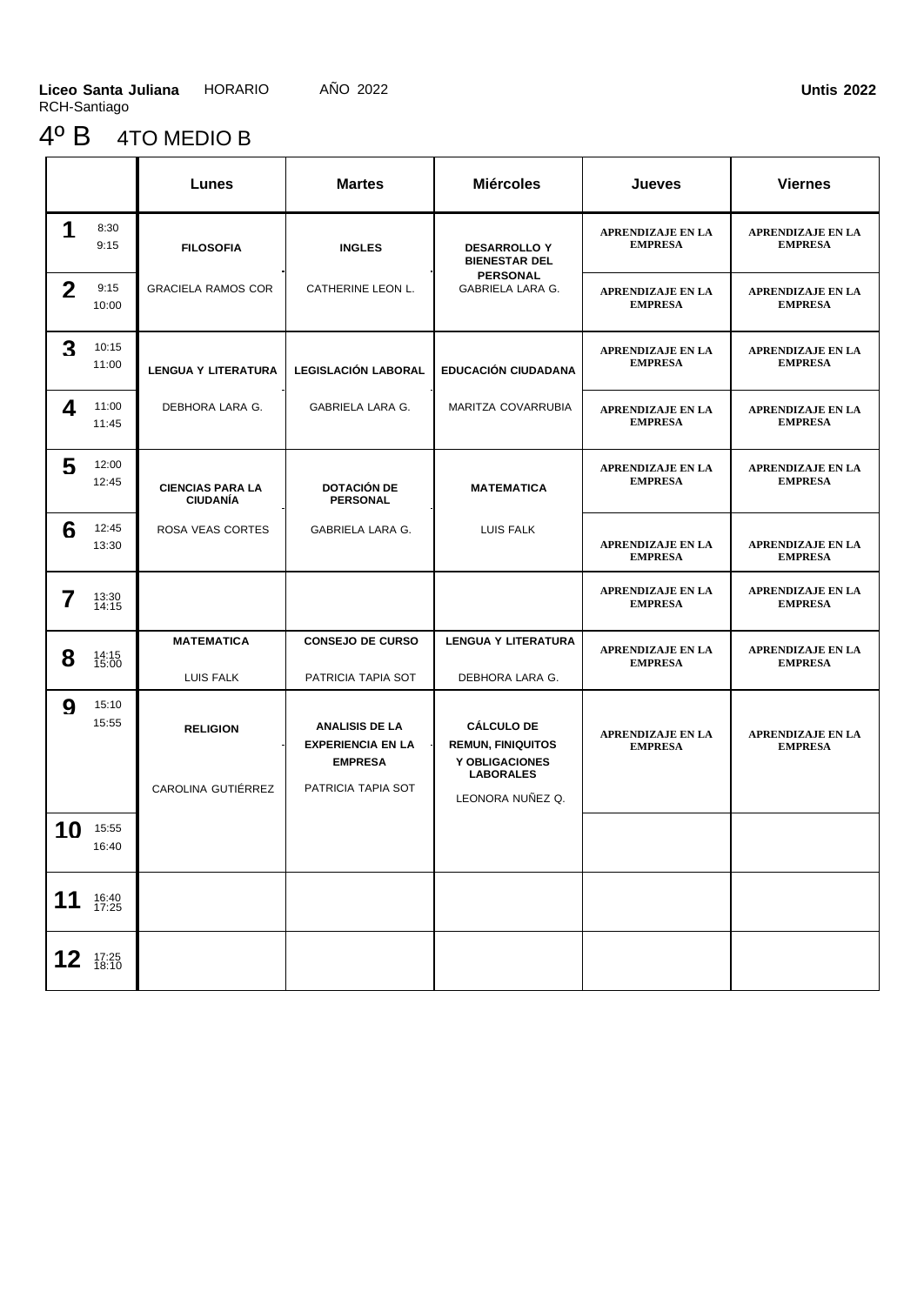**Liceo Santa Juliana** HORARIO AÑO 2022 **Untis 2022**
RCH-Santiago

# 4º B 4TO MEDIO B

| | | Lunes | Martes | Miércoles | Jueves | Viernes |
|---|---|---|---|---|---|---|
| **1** | 8:30 9:15 | **FILOSOFIA** | **INGLES** | **DESARROLLO Y BIENESTAR DEL PERSONAL** | **APRENDIZAJE EN LA EMPRESA** | **APRENDIZAJE EN LA EMPRESA** |
| **2** | 9:15 10:00 | GRACIELA RAMOS COR | CATHERINE LEON L. | GABRIELA LARA G. | **APRENDIZAJE EN LA EMPRESA** | **APRENDIZAJE EN LA EMPRESA** |
| **3** | 10:15 11:00 | **LENGUA Y LITERATURA** | **LEGISLACIÓN LABORAL** | **EDUCACIÓN CIUDADANA** | **APRENDIZAJE EN LA EMPRESA** | **APRENDIZAJE EN LA EMPRESA** |
| **4** | 11:00 11:45 | DEBHORA LARA G. | GABRIELA LARA G. | MARITZA COVARRUBIA | **APRENDIZAJE EN LA EMPRESA** | **APRENDIZAJE EN LA EMPRESA** |
| **5** | 12:00 12:45 | **CIENCIAS PARA LA CIUDADÍA** | **DOTACIÓN DE PERSONAL** | **MATEMATICA** | **APRENDIZAJE EN LA EMPRESA** | **APRENDIZAJE EN LA EMPRESA** |
| **6** | 12:45 13:30 | ROSA VEAS CORTES | GABRIELA LARA G. | LUIS FALK | **APRENDIZAJE EN LA EMPRESA** | **APRENDIZAJE EN LA EMPRESA** |
| **7** | 13:30 14:15 | | | | **APRENDIZAJE EN LA EMPRESA** | **APRENDIZAJE EN LA EMPRESA** |
| **8** | 14:15 15:00 | **MATEMATICA** LUIS FALK | **CONSEJO DE CURSO** PATRICIA TAPIA SOT | **LENGUA Y LITERATURA** DEBHORA LARA G. | **APRENDIZAJE EN LA EMPRESA** | **APRENDIZAJE EN LA EMPRESA** |
| **9** | 15:10 15:55 | **RELIGION** | **ANALISIS DE LA EXPERIENCIA EN LA EMPRESA** | **CÁLCULO DE REMUN, FINIQUITOS Y OBLIGACIONES LABORALES** | **APRENDIZAJE EN LA EMPRESA** | **APRENDIZAJE EN LA EMPRESA** |
| **10** | 15:55 16:40 | CAROLINA GUTIÉRREZ | PATRICIA TAPIA SOT | LEONORA NUÑEZ Q. | | |
| **11** | 16:40 17:25 | | | | | |
| **12** | 17:25 18:10 | | | | | |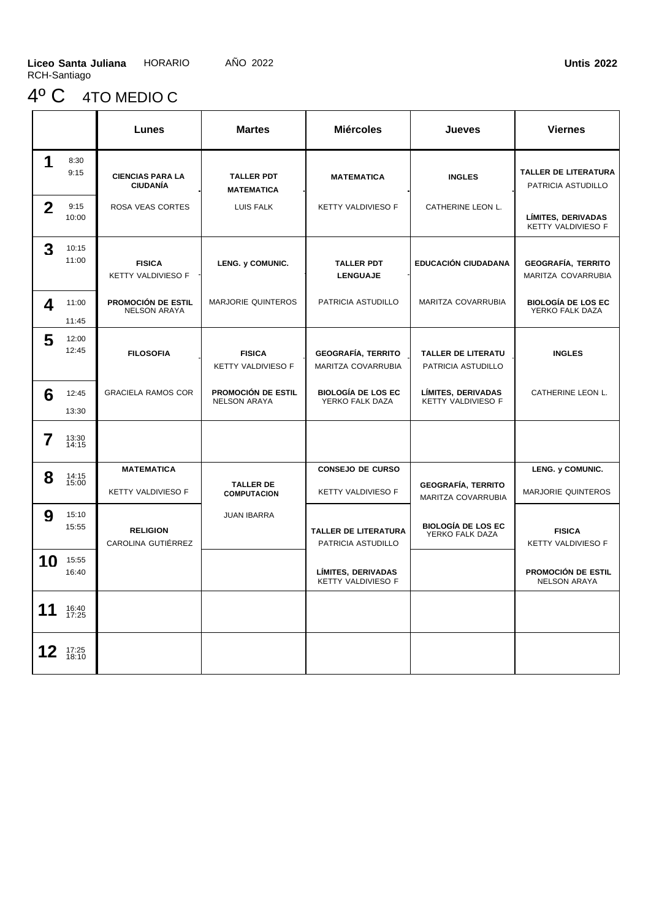**Liceo Santa Juliana** HORARIO AÑO 2022 **Untis 2022**
RCH-Santiago

# 4º C 4TO MEDIO C

| | Lunes | Martes | Miércoles | Jueves | Viernes |
|---|---|---|---|---|---|
| **1** 8:30 9:15 | **CIENCIAS PARA LA CIUDADÍA** | **TALLER PDT MATEMATICA** | **MATEMATICA** | **INGLES** | **TALLER DE LITERATURA** PATRICIA ASTUDILLO |
| **2** 9:15 10:00 | ROSA VEAS CORTES | LUIS FALK | KETTY VALDIVIESO F | CATHERINE LEON L. | **LÍMITES, DERIVADAS** KETTY VALDIVIESO F |
| **3** 10:15 11:00 | **FISICA** KETTY VALDIVIESO F | **LENG. y COMUNIC.** | **TALLER PDT LENGUAJE** | **EDUCACIÓN CIUDADANA** | **GEOGRAFÍA, TERRITO** MARITZA COVARRUBIA |
| **4** 11:00 11:45 | **PROMOCIÓN DE ESTIL** NELSON ARAYA | MARJORIE QUINTEROS | PATRICIA ASTUDILLO | MARITZA COVARRUBIA | **BIOLOGÍA DE LOS EC** YERKO FALK DAZA |
| **5** 12:00 12:45 | **FILOSOFIA** | **FISICA** KETTY VALDIVIESO F | **GEOGRAFÍA, TERRITO** MARITZA COVARRUBIA | **TALLER DE LITERATU** PATRICIA ASTUDILLO | **INGLES** |
| **6** 12:45 13:30 | GRACIELA RAMOS COR | **PROMOCIÓN DE ESTIL** NELSON ARAYA | **BIOLOGÍA DE LOS EC** YERKO FALK DAZA | **LÍMITES, DERIVADAS** KETTY VALDIVIESO F | CATHERINE LEON L. |
| **7** 13:30 14:15 | | | | | |
| **8** 14:15 15:00 | **MATEMATICA** KETTY VALDIVIESO F | **TALLER DE COMPUTACION** | **CONSEJO DE CURSO** KETTY VALDIVIESO F | **GEOGRAFÍA, TERRITO** MARITZA COVARRUBIA | **LENG. y COMUNIC.** MARJORIE QUINTEROS |
| **9** 15:10 15:55 | **RELIGION** CAROLINA GUTIÉRREZ | JUAN IBARRA | **TALLER DE LITERATURA** PATRICIA ASTUDILLO | **BIOLOGÍA DE LOS EC** YERKO FALK DAZA | **FISICA** KETTY VALDIVIESO F |
| **10** 15:55 16:40 | | | **LÍMITES, DERIVADAS** KETTY VALDIVIESO F | | **PROMOCIÓN DE ESTIL** NELSON ARAYA |
| **11** 16:40 17:25 | | | | | |
| **12** 17:25 18:10 | | | | | |